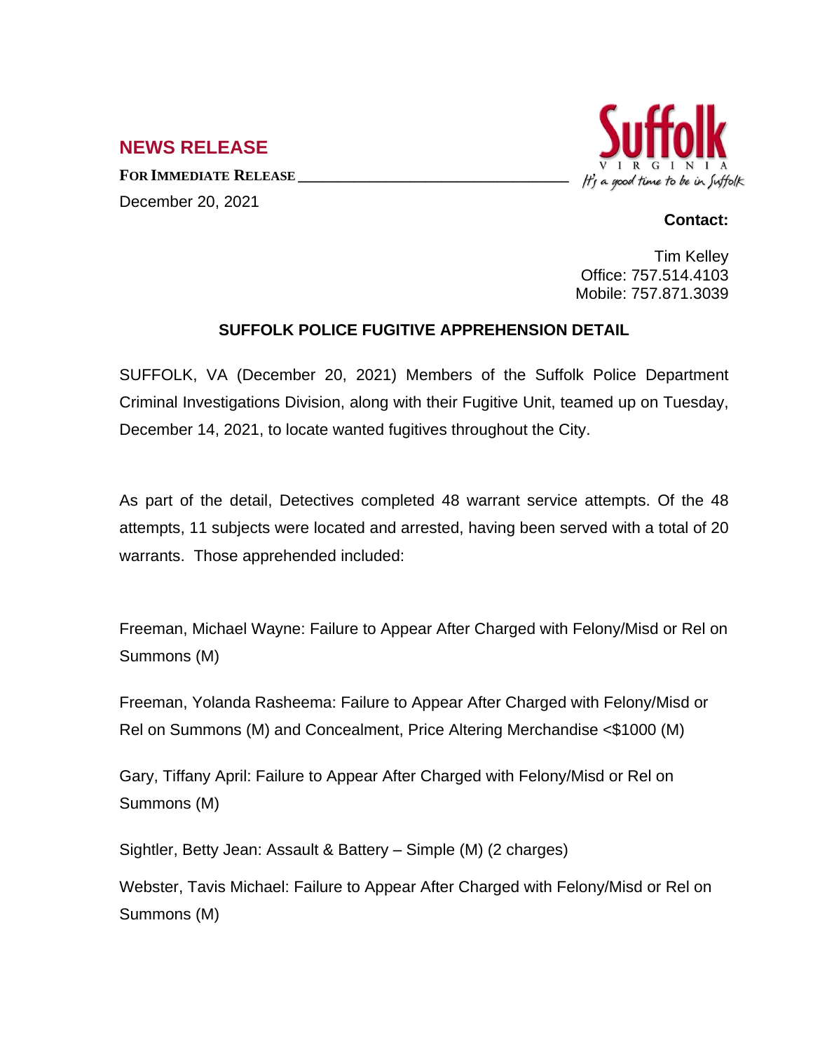## NEWS RELEASE

**FOR IMMEDIATE RELEASE**

December 20, 2021

Suffolk VIRGINIA
It's a good time to be in Suffolk

**Contact:**

Tim Kelley
Office: 757.514.4103
Mobile: 757.871.3039

### SUFFOLK POLICE FUGITIVE APPREHENSION DETAIL

SUFFOLK, VA (December 20, 2021) Members of the Suffolk Police Department Criminal Investigations Division, along with their Fugitive Unit, teamed up on Tuesday, December 14, 2021, to locate wanted fugitives throughout the City.

As part of the detail, Detectives completed 48 warrant service attempts. Of the 48 attempts, 11 subjects were located and arrested, having been served with a total of 20 warrants. Those apprehended included:

Freeman, Michael Wayne: Failure to Appear After Charged with Felony/Misd or Rel on Summons (M)

Freeman, Yolanda Rasheema: Failure to Appear After Charged with Felony/Misd or Rel on Summons (M) and Concealment, Price Altering Merchandise <$1000 (M)

Gary, Tiffany April: Failure to Appear After Charged with Felony/Misd or Rel on Summons (M)

Sightler, Betty Jean: Assault & Battery – Simple (M) (2 charges)

Webster, Tavis Michael: Failure to Appear After Charged with Felony/Misd or Rel on Summons (M)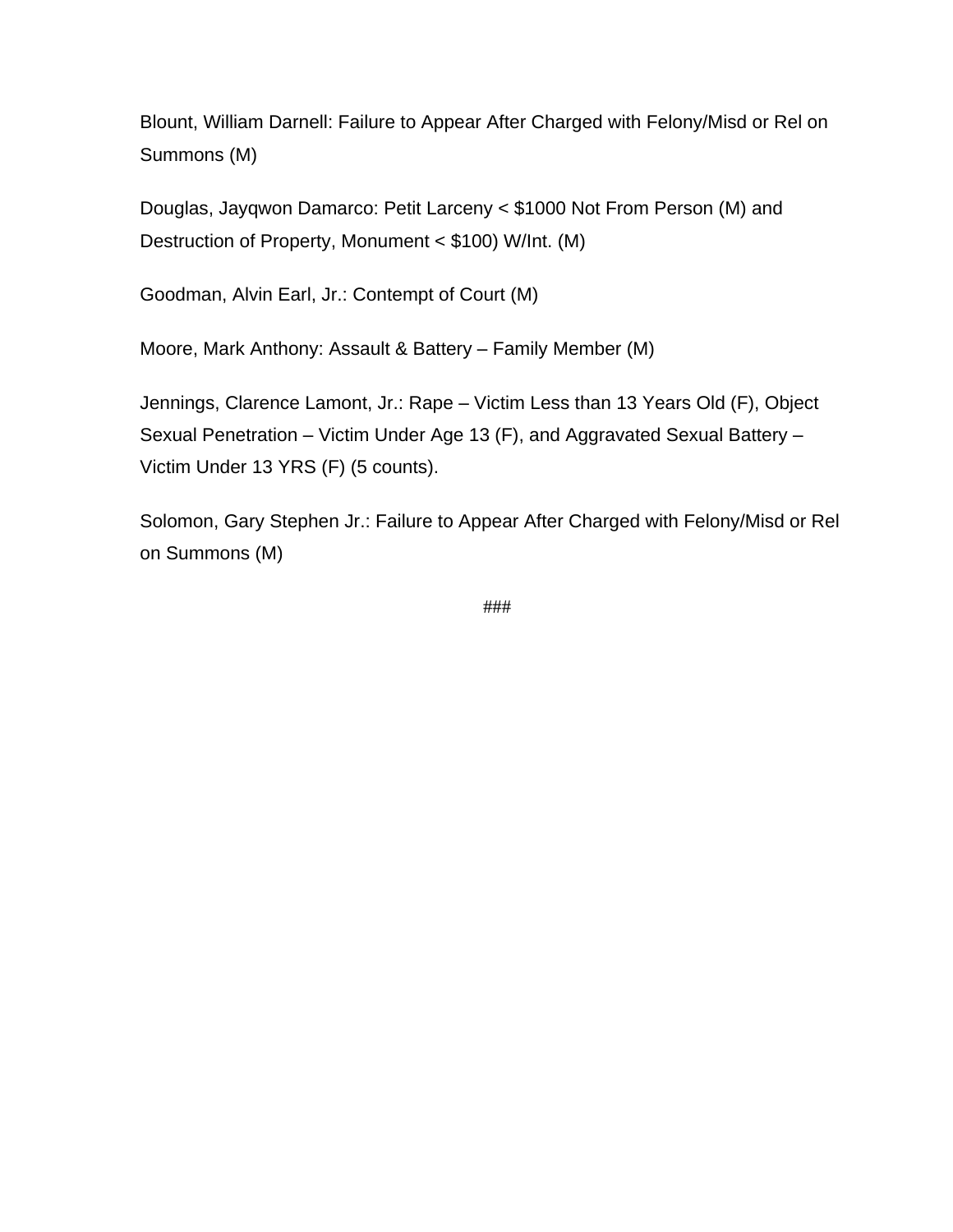Blount, William Darnell: Failure to Appear After Charged with Felony/Misd or Rel on Summons (M)

Douglas, Jayqwon Damarco: Petit Larceny < $1000 Not From Person (M) and Destruction of Property, Monument < $100) W/Int. (M)

Goodman, Alvin Earl, Jr.: Contempt of Court (M)

Moore, Mark Anthony: Assault & Battery – Family Member (M)

Jennings, Clarence Lamont, Jr.: Rape – Victim Less than 13 Years Old (F), Object Sexual Penetration – Victim Under Age 13 (F), and Aggravated Sexual Battery – Victim Under 13 YRS (F) (5 counts).

Solomon, Gary Stephen Jr.: Failure to Appear After Charged with Felony/Misd or Rel on Summons (M)

###